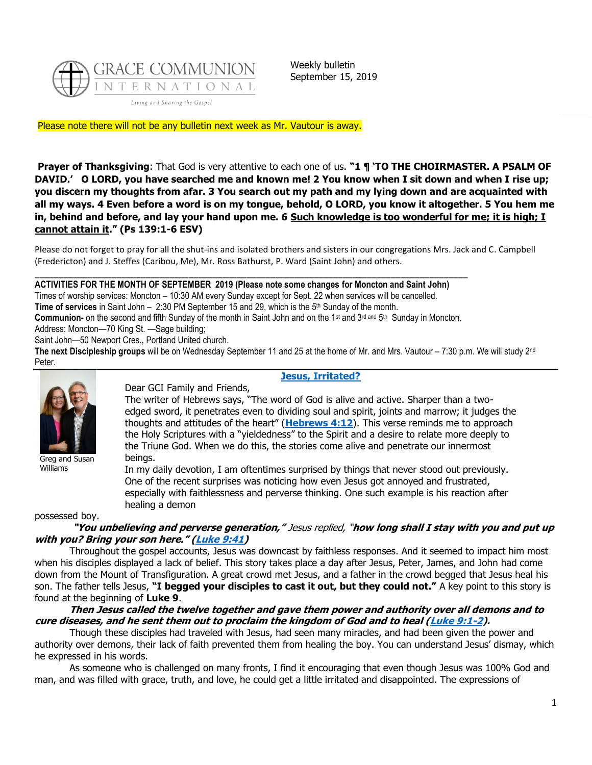Weekly bulletin
September 15, 2019

Please note there will not be any bulletin next week as Mr. Vautour is away.

**Prayer of Thanksgiving**: That God is very attentive to each one of us. **"1 ¶ 'TO THE CHOIRMASTER. A PSALM OF DAVID.' O LORD, you have searched me and known me! 2 You know when I sit down and when I rise up; you discern my thoughts from afar. 3 You search out my path and my lying down and are acquainted with all my ways. 4 Even before a word is on my tongue, behold, O LORD, you know it altogether. 5 You hem me in, behind and before, and lay your hand upon me. 6 Such knowledge is too wonderful for me; it is high; I cannot attain it." (Ps 139:1-6 ESV)**

Please do not forget to pray for all the shut-ins and isolated brothers and sisters in our congregations Mrs. Jack and C. Campbell (Fredericton) and J. Steffes (Caribou, Me), Mr. Ross Bathurst, P. Ward (Saint John) and others.

---

**ACTIVITIES FOR THE MONTH OF SEPTEMBER 2019 (Please note some changes for Moncton and Saint John)**

Times of worship services: Moncton – 10:30 AM every Sunday except for Sept. 22 when services will be cancelled.

**Time of services** in Saint John – 2:30 PM September 15 and 29, which is the 5th Sunday of the month.

**Communion-** on the second and fifth Sunday of the month in Saint John and on the 1st and 3rd and 5th Sunday in Moncton.

Address: Moncton—70 King St. —Sage building;

Saint John—50 Newport Cres., Portland United church.

**The next Discipleship groups** will be on Wednesday September 11 and 25 at the home of Mr. and Mrs. Vautour – 7:30 p.m. We will study 2nd Peter.

---

## Jesus, Irritated?

Greg and Susan Williams

Dear GCI Family and Friends,

The writer of Hebrews says, "The word of God is alive and active. Sharper than a two-edged sword, it penetrates even to dividing soul and spirit, joints and marrow; it judges the thoughts and attitudes of the heart" (**Hebrews 4:12**). This verse reminds me to approach the Holy Scriptures with a "yieldedness" to the Spirit and a desire to relate more deeply to the Triune God. When we do this, the stories come alive and penetrate our innermost beings.

In my daily devotion, I am oftentimes surprised by things that never stood out previously. One of the recent surprises was noticing how even Jesus got annoyed and frustrated, especially with faithlessness and perverse thinking. One such example is his reaction after healing a demon possessed boy.

***"You unbelieving and perverse generation,"*** *Jesus replied,* ***"how long shall I stay with you and put up with you? Bring your son here." (Luke 9:41)***

Throughout the gospel accounts, Jesus was downcast by faithless responses. And it seemed to impact him most when his disciples displayed a lack of belief. This story takes place a day after Jesus, Peter, James, and John had come down from the Mount of Transfiguration. A great crowd met Jesus, and a father in the crowd begged that Jesus heal his son. The father tells Jesus, **"I begged your disciples to cast it out, but they could not."** A key point to this story is found at the beginning of **Luke 9**.

***Then Jesus called the twelve together and gave them power and authority over all demons and to cure diseases, and he sent them out to proclaim the kingdom of God and to heal (Luke 9:1-2).***

Though these disciples had traveled with Jesus, had seen many miracles, and had been given the power and authority over demons, their lack of faith prevented them from healing the boy. You can understand Jesus' dismay, which he expressed in his words.

As someone who is challenged on many fronts, I find it encouraging that even though Jesus was 100% God and man, and was filled with grace, truth, and love, he could get a little irritated and disappointed. The expressions of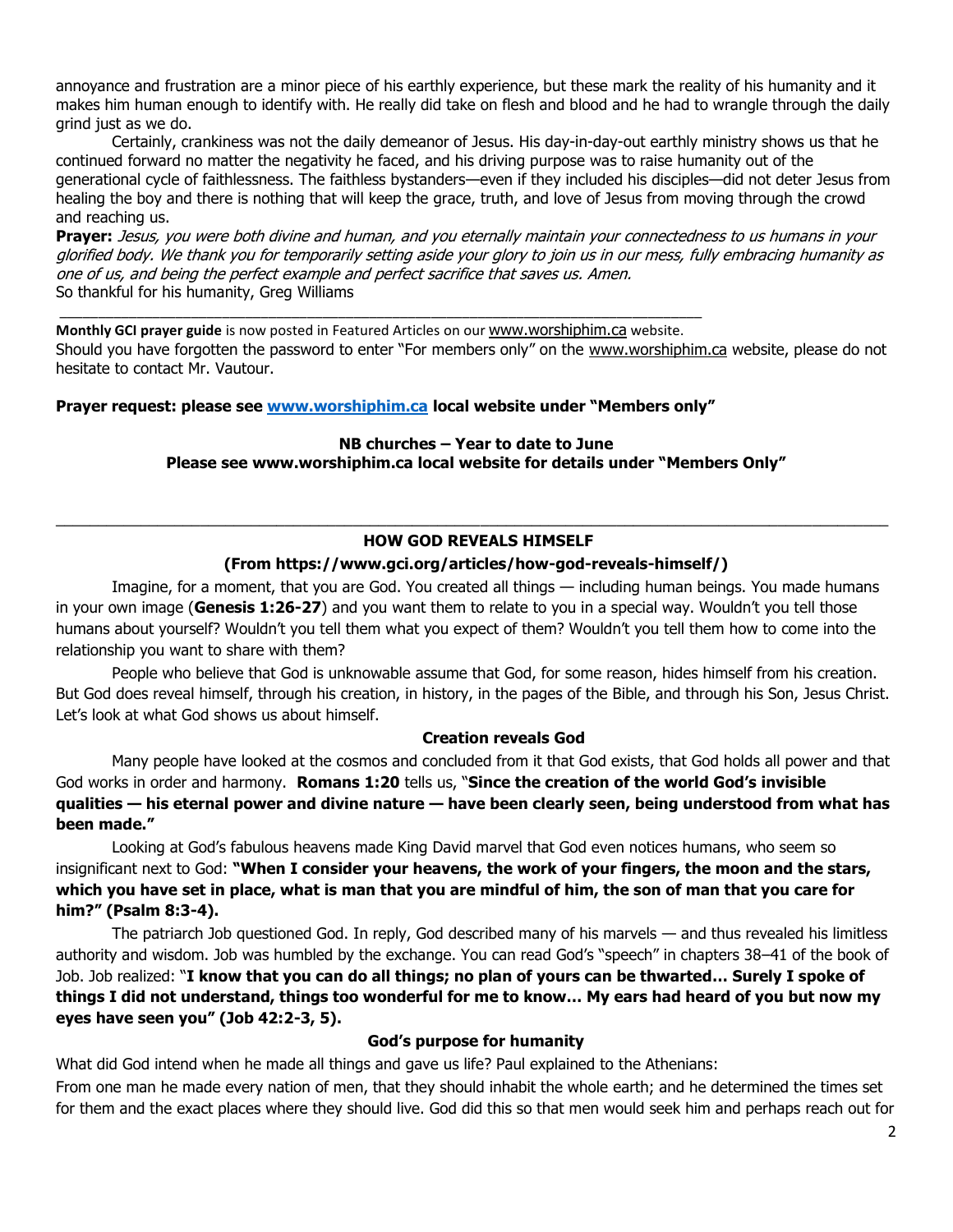annoyance and frustration are a minor piece of his earthly experience, but these mark the reality of his humanity and it makes him human enough to identify with. He really did take on flesh and blood and he had to wrangle through the daily grind just as we do.

Certainly, crankiness was not the daily demeanor of Jesus. His day-in-day-out earthly ministry shows us that he continued forward no matter the negativity he faced, and his driving purpose was to raise humanity out of the generational cycle of faithlessness. The faithless bystanders—even if they included his disciples—did not deter Jesus from healing the boy and there is nothing that will keep the grace, truth, and love of Jesus from moving through the crowd and reaching us.

**Prayer:** *Jesus, you were both divine and human, and you eternally maintain your connectedness to us humans in your glorified body. We thank you for temporarily setting aside your glory to join us in our mess, fully embracing humanity as one of us, and being the perfect example and perfect sacrifice that saves us. Amen.*

So thankful for his humanity, Greg Williams

---

**Monthly GCI prayer guide** is now posted in Featured Articles on our www.worshiphim.ca website.

Should you have forgotten the password to enter "For members only" on the www.worshiphim.ca website, please do not hesitate to contact Mr. Vautour.

**Prayer request: please see www.worshiphim.ca local website under "Members only"**

**NB churches – Year to date to June**
**Please see www.worshiphim.ca local website for details under "Members Only"**

---

## HOW GOD REVEALS HIMSELF

**(From https://www.gci.org/articles/how-god-reveals-himself/)**

Imagine, for a moment, that you are God. You created all things — including human beings. You made humans in your own image (**Genesis 1:26-27**) and you want them to relate to you in a special way. Wouldn't you tell those humans about yourself? Wouldn't you tell them what you expect of them? Wouldn't you tell them how to come into the relationship you want to share with them?

People who believe that God is unknowable assume that God, for some reason, hides himself from his creation. But God does reveal himself, through his creation, in history, in the pages of the Bible, and through his Son, Jesus Christ. Let's look at what God shows us about himself.

### Creation reveals God

Many people have looked at the cosmos and concluded from it that God exists, that God holds all power and that God works in order and harmony. **Romans 1:20** tells us, "**Since the creation of the world God's invisible qualities — his eternal power and divine nature — have been clearly seen, being understood from what has been made."**

Looking at God's fabulous heavens made King David marvel that God even notices humans, who seem so insignificant next to God: **"When I consider your heavens, the work of your fingers, the moon and the stars, which you have set in place, what is man that you are mindful of him, the son of man that you care for him?" (Psalm 8:3-4).**

The patriarch Job questioned God. In reply, God described many of his marvels — and thus revealed his limitless authority and wisdom. Job was humbled by the exchange. You can read God's "speech" in chapters 38–41 of the book of Job. Job realized: "**I know that you can do all things; no plan of yours can be thwarted… Surely I spoke of things I did not understand, things too wonderful for me to know… My ears had heard of you but now my eyes have seen you" (Job 42:2-3, 5).**

### God's purpose for humanity

What did God intend when he made all things and gave us life? Paul explained to the Athenians:

From one man he made every nation of men, that they should inhabit the whole earth; and he determined the times set for them and the exact places where they should live. God did this so that men would seek him and perhaps reach out for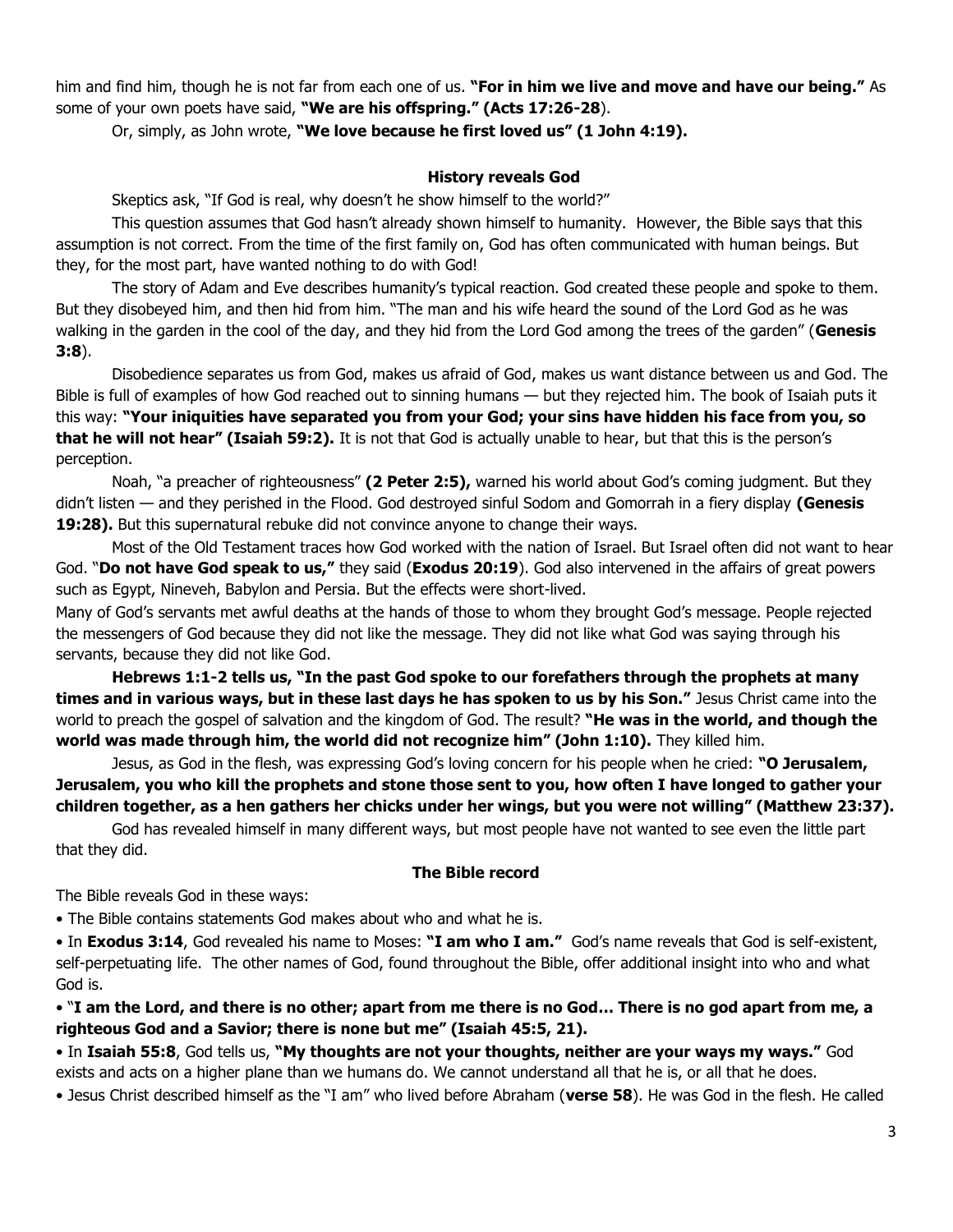him and find him, though he is not far from each one of us. **"For in him we live and move and have our being."** As some of your own poets have said, **"We are his offspring." (Acts 17:26-28**).

Or, simply, as John wrote, **"We love because he first loved us" (1 John 4:19).**

### History reveals God

Skeptics ask, "If God is real, why doesn't he show himself to the world?"

This question assumes that God hasn't already shown himself to humanity. However, the Bible says that this assumption is not correct. From the time of the first family on, God has often communicated with human beings. But they, for the most part, have wanted nothing to do with God!

The story of Adam and Eve describes humanity's typical reaction. God created these people and spoke to them. But they disobeyed him, and then hid from him. "The man and his wife heard the sound of the Lord God as he was walking in the garden in the cool of the day, and they hid from the Lord God among the trees of the garden" (**Genesis 3:8**).

Disobedience separates us from God, makes us afraid of God, makes us want distance between us and God. The Bible is full of examples of how God reached out to sinning humans — but they rejected him. The book of Isaiah puts it this way: **"Your iniquities have separated you from your God; your sins have hidden his face from you, so that he will not hear" (Isaiah 59:2).** It is not that God is actually unable to hear, but that this is the person's perception.

Noah, "a preacher of righteousness" **(2 Peter 2:5),** warned his world about God's coming judgment. But they didn't listen — and they perished in the Flood. God destroyed sinful Sodom and Gomorrah in a fiery display **(Genesis 19:28).** But this supernatural rebuke did not convince anyone to change their ways.

Most of the Old Testament traces how God worked with the nation of Israel. But Israel often did not want to hear God. "**Do not have God speak to us,"** they said (**Exodus 20:19**). God also intervened in the affairs of great powers such as Egypt, Nineveh, Babylon and Persia. But the effects were short-lived.

Many of God's servants met awful deaths at the hands of those to whom they brought God's message. People rejected the messengers of God because they did not like the message. They did not like what God was saying through his servants, because they did not like God.

**Hebrews 1:1-2 tells us, "In the past God spoke to our forefathers through the prophets at many times and in various ways, but in these last days he has spoken to us by his Son."** Jesus Christ came into the world to preach the gospel of salvation and the kingdom of God. The result? **"He was in the world, and though the world was made through him, the world did not recognize him" (John 1:10).** They killed him.

Jesus, as God in the flesh, was expressing God's loving concern for his people when he cried: **"O Jerusalem, Jerusalem, you who kill the prophets and stone those sent to you, how often I have longed to gather your children together, as a hen gathers her chicks under her wings, but you were not willing" (Matthew 23:37).**

God has revealed himself in many different ways, but most people have not wanted to see even the little part that they did.

### The Bible record

The Bible reveals God in these ways:

- The Bible contains statements God makes about who and what he is.
- In **Exodus 3:14**, God revealed his name to Moses: **"I am who I am."** God's name reveals that God is self-existent, self-perpetuating life. The other names of God, found throughout the Bible, offer additional insight into who and what God is.
- "**I am the Lord, and there is no other; apart from me there is no God… There is no god apart from me, a righteous God and a Savior; there is none but me" (Isaiah 45:5, 21).**
- In **Isaiah 55:8**, God tells us, **"My thoughts are not your thoughts, neither are your ways my ways."** God exists and acts on a higher plane than we humans do. We cannot understand all that he is, or all that he does.
- Jesus Christ described himself as the "I am" who lived before Abraham (**verse 58**). He was God in the flesh. He called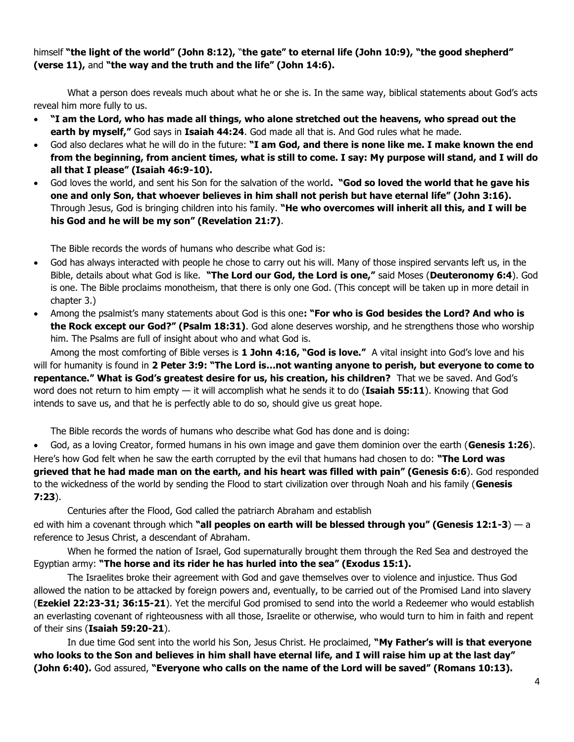himself **"the light of the world" (John 8:12),** "**the gate" to eternal life (John 10:9), "the good shepherd" (verse 11),** and **"the way and the truth and the life" (John 14:6).**

What a person does reveals much about what he or she is. In the same way, biblical statements about God's acts reveal him more fully to us.

- **"I am the Lord, who has made all things, who alone stretched out the heavens, who spread out the earth by myself,"** God says in **Isaiah 44:24**. God made all that is. And God rules what he made.
- God also declares what he will do in the future: **"I am God, and there is none like me. I make known the end from the beginning, from ancient times, what is still to come. I say: My purpose will stand, and I will do all that I please" (Isaiah 46:9-10).**
- God loves the world, and sent his Son for the salvation of the world**. "God so loved the world that he gave his one and only Son, that whoever believes in him shall not perish but have eternal life" (John 3:16).** Through Jesus, God is bringing children into his family. **"He who overcomes will inherit all this, and I will be his God and he will be my son" (Revelation 21:7)**.

The Bible records the words of humans who describe what God is:

- God has always interacted with people he chose to carry out his will. Many of those inspired servants left us, in the Bible, details about what God is like. **"The Lord our God, the Lord is one,"** said Moses (**Deuteronomy 6:4**). God is one. The Bible proclaims monotheism, that there is only one God. (This concept will be taken up in more detail in chapter 3.)
- Among the psalmist's many statements about God is this one**: "For who is God besides the Lord? And who is the Rock except our God?" (Psalm 18:31)**. God alone deserves worship, and he strengthens those who worship him. The Psalms are full of insight about who and what God is.

Among the most comforting of Bible verses is **1 John 4:16, "God is love."** A vital insight into God's love and his will for humanity is found in **2 Peter 3:9: "The Lord is…not wanting anyone to perish, but everyone to come to repentance." What is God's greatest desire for us, his creation, his children?** That we be saved. And God's word does not return to him empty — it will accomplish what he sends it to do (**Isaiah 55:11**). Knowing that God intends to save us, and that he is perfectly able to do so, should give us great hope.

The Bible records the words of humans who describe what God has done and is doing:

- God, as a loving Creator, formed humans in his own image and gave them dominion over the earth (**Genesis 1:26**). Here's how God felt when he saw the earth corrupted by the evil that humans had chosen to do: **"The Lord was grieved that he had made man on the earth, and his heart was filled with pain" (Genesis 6:6**). God responded to the wickedness of the world by sending the Flood to start civilization over through Noah and his family (**Genesis 7:23**).

Centuries after the Flood, God called the patriarch Abraham and established with him a covenant through which **"all peoples on earth will be blessed through you" (Genesis 12:1-3**) — a reference to Jesus Christ, a descendant of Abraham.

When he formed the nation of Israel, God supernaturally brought them through the Red Sea and destroyed the Egyptian army: **"The horse and its rider he has hurled into the sea" (Exodus 15:1).**

The Israelites broke their agreement with God and gave themselves over to violence and injustice. Thus God allowed the nation to be attacked by foreign powers and, eventually, to be carried out of the Promised Land into slavery (**Ezekiel 22:23-31; 36:15-21**). Yet the merciful God promised to send into the world a Redeemer who would establish an everlasting covenant of righteousness with all those, Israelite or otherwise, who would turn to him in faith and repent of their sins (**Isaiah 59:20-21**).

In due time God sent into the world his Son, Jesus Christ. He proclaimed, **"My Father's will is that everyone who looks to the Son and believes in him shall have eternal life, and I will raise him up at the last day" (John 6:40).** God assured, **"Everyone who calls on the name of the Lord will be saved" (Romans 10:13).**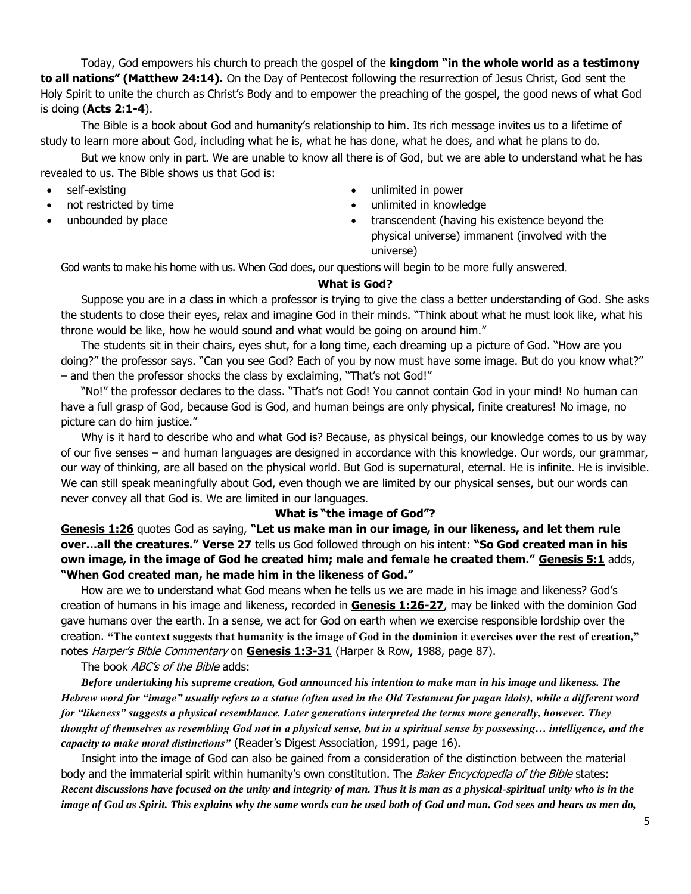Today, God empowers his church to preach the gospel of the **kingdom "in the whole world as a testimony to all nations" (Matthew 24:14).** On the Day of Pentecost following the resurrection of Jesus Christ, God sent the Holy Spirit to unite the church as Christ's Body and to empower the preaching of the gospel, the good news of what God is doing (**Acts 2:1-4**).

The Bible is a book about God and humanity's relationship to him. Its rich message invites us to a lifetime of study to learn more about God, including what he is, what he has done, what he does, and what he plans to do.

But we know only in part. We are unable to know all there is of God, but we are able to understand what he has revealed to us. The Bible shows us that God is:

- self-existing
- not restricted by time
- unbounded by place
- unlimited in power
- unlimited in knowledge
- transcendent (having his existence beyond the physical universe) immanent (involved with the universe)

God wants to make his home with us. When God does, our questions will begin to be more fully answered.

### What is God?

Suppose you are in a class in which a professor is trying to give the class a better understanding of God. She asks the students to close their eyes, relax and imagine God in their minds. "Think about what he must look like, what his throne would be like, how he would sound and what would be going on around him."

The students sit in their chairs, eyes shut, for a long time, each dreaming up a picture of God. "How are you doing?" the professor says. "Can you see God? Each of you by now must have some image. But do you know what?" – and then the professor shocks the class by exclaiming, "That's not God!"

"No!" the professor declares to the class. "That's not God! You cannot contain God in your mind! No human can have a full grasp of God, because God is God, and human beings are only physical, finite creatures! No image, no picture can do him justice."

Why is it hard to describe who and what God is? Because, as physical beings, our knowledge comes to us by way of our five senses – and human languages are designed in accordance with this knowledge. Our words, our grammar, our way of thinking, are all based on the physical world. But God is supernatural, eternal. He is infinite. He is invisible. We can still speak meaningfully about God, even though we are limited by our physical senses, but our words can never convey all that God is. We are limited in our languages.

### What is "the image of God"?

**Genesis 1:26** quotes God as saying, **"Let us make man in our image, in our likeness, and let them rule over…all the creatures." Verse 27** tells us God followed through on his intent: **"So God created man in his own image, in the image of God he created him; male and female he created them." Genesis 5:1** adds, **"When God created man, he made him in the likeness of God."**

How are we to understand what God means when he tells us we are made in his image and likeness? God's creation of humans in his image and likeness, recorded in **Genesis 1:26-27**, may be linked with the dominion God gave humans over the earth. In a sense, we act for God on earth when we exercise responsible lordship over the creation. **"The context suggests that humanity is the image of God in the dominion it exercises over the rest of creation,"** notes *Harper's Bible Commentary* on **Genesis 1:3-31** (Harper & Row, 1988, page 87).

The book *ABC's of the Bible* adds:

***Before undertaking his supreme creation, God announced his intention to make man in his image and likeness. The Hebrew word for "image" usually refers to a statue (often used in the Old Testament for pagan idols), while a different word for "likeness" suggests a physical resemblance. Later generations interpreted the terms more generally, however. They thought of themselves as resembling God not in a physical sense, but in a spiritual sense by possessing… intelligence, and the capacity to make moral distinctions"*** (Reader's Digest Association, 1991, page 16).

Insight into the image of God can also be gained from a consideration of the distinction between the material body and the immaterial spirit within humanity's own constitution. The *Baker Encyclopedia of the Bible* states: ***Recent discussions have focused on the unity and integrity of man. Thus it is man as a physical-spiritual unity who is in the image of God as Spirit. This explains why the same words can be used both of God and man. God sees and hears as men do,***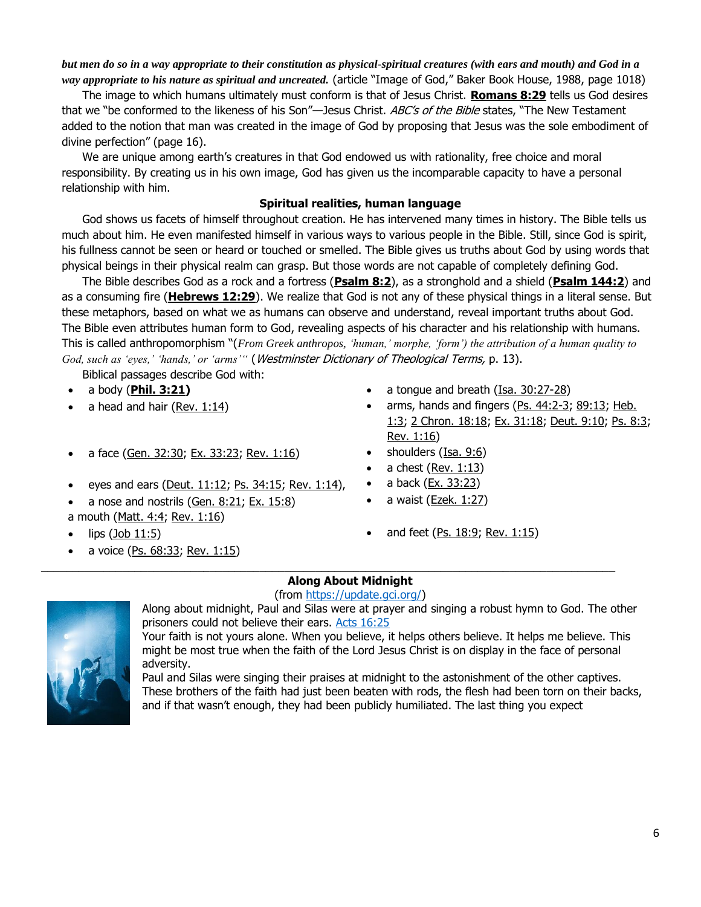***but men do so in a way appropriate to their constitution as physical-spiritual creatures (with ears and mouth) and God in a way appropriate to his nature as spiritual and uncreated.*** (article "Image of God," Baker Book House, 1988, page 1018)

The image to which humans ultimately must conform is that of Jesus Christ. **Romans 8:29** tells us God desires that we "be conformed to the likeness of his Son"—Jesus Christ. *ABC's of the Bible* states, "The New Testament added to the notion that man was created in the image of God by proposing that Jesus was the sole embodiment of divine perfection" (page 16).

We are unique among earth's creatures in that God endowed us with rationality, free choice and moral responsibility. By creating us in his own image, God has given us the incomparable capacity to have a personal relationship with him.

### Spiritual realities, human language

God shows us facets of himself throughout creation. He has intervened many times in history. The Bible tells us much about him. He even manifested himself in various ways to various people in the Bible. Still, since God is spirit, his fullness cannot be seen or heard or touched or smelled. The Bible gives us truths about God by using words that physical beings in their physical realm can grasp. But those words are not capable of completely defining God.

The Bible describes God as a rock and a fortress (**Psalm 8:2**), as a stronghold and a shield (**Psalm 144:2**) and as a consuming fire (**Hebrews 12:29**). We realize that God is not any of these physical things in a literal sense. But these metaphors, based on what we as humans can observe and understand, reveal important truths about God. The Bible even attributes human form to God, revealing aspects of his character and his relationship with humans. This is called anthropomorphism "(*From Greek anthropos, 'human,' morphe, 'form') the attribution of a human quality to God, such as 'eyes,' 'hands,' or 'arms'*" (*Westminster Dictionary of Theological Terms,* p. 13).

Biblical passages describe God with:

- a body (**Phil. 3:21)**
- a head and hair (Rev. 1:14)
- a face (Gen. 32:30; Ex. 33:23; Rev. 1:16)
- eyes and ears (Deut. 11:12; Ps. 34:15; Rev. 1:14),
- a nose and nostrils (Gen. 8:21; Ex. 15:8)

a mouth (Matt. 4:4; Rev. 1:16)

- lips (Job 11:5)
- a voice (Ps. 68:33; Rev. 1:15)
- a tongue and breath (Isa. 30:27-28)
- arms, hands and fingers (Ps. 44:2-3; 89:13; Heb. 1:3; 2 Chron. 18:18; Ex. 31:18; Deut. 9:10; Ps. 8:3; Rev. 1:16)
- shoulders (Isa. 9:6)
- a chest (Rev. 1:13)
- a back (Ex. 33:23)
- a waist (Ezek. 1:27)
- and feet (Ps. 18:9; Rev. 1:15)

---

## Along About Midnight

(from https://update.gci.org/)

Along about midnight, Paul and Silas were at prayer and singing a robust hymn to God. The other prisoners could not believe their ears. Acts 16:25

Your faith is not yours alone. When you believe, it helps others believe. It helps me believe. This might be most true when the faith of the Lord Jesus Christ is on display in the face of personal adversity.

Paul and Silas were singing their praises at midnight to the astonishment of the other captives. These brothers of the faith had just been beaten with rods, the flesh had been torn on their backs, and if that wasn't enough, they had been publicly humiliated. The last thing you expect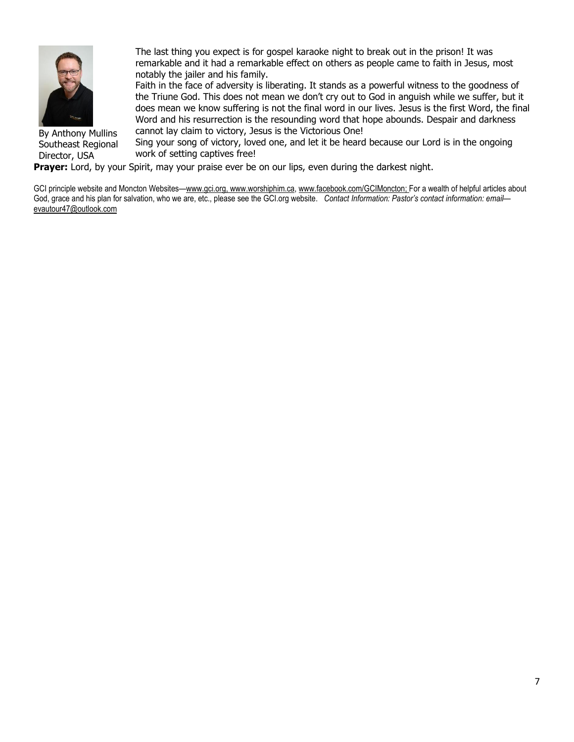The last thing you expect is for gospel karaoke night to break out in the prison! It was remarkable and it had a remarkable effect on others as people came to faith in Jesus, most notably the jailer and his family.

Faith in the face of adversity is liberating. It stands as a powerful witness to the goodness of the Triune God. This does not mean we don't cry out to God in anguish while we suffer, but it does mean we know suffering is not the final word in our lives. Jesus is the first Word, the final Word and his resurrection is the resounding word that hope abounds. Despair and darkness cannot lay claim to victory, Jesus is the Victorious One!

Sing your song of victory, loved one, and let it be heard because our Lord is in the ongoing work of setting captives free!

By Anthony Mullins
Southeast Regional Director, USA

**Prayer:** Lord, by your Spirit, may your praise ever be on our lips, even during the darkest night.

GCI principle website and Moncton Websites—www.gci.org, www.worshiphim.ca, www.facebook.com/GCIMoncton; For a wealth of helpful articles about God, grace and his plan for salvation, who we are, etc., please see the GCI.org website. *Contact Information: Pastor's contact information: email—* evautour47@outlook.com